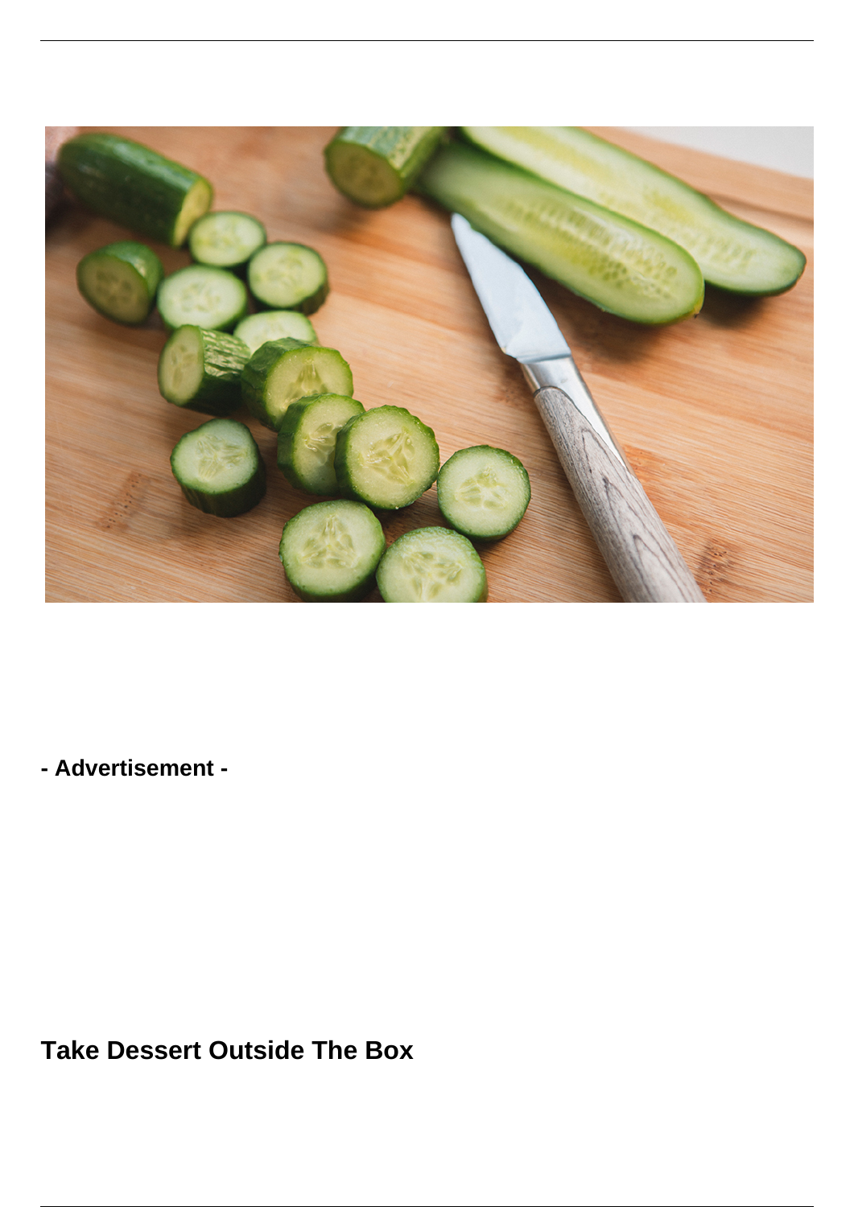**- Advertisement -**

## Take Dessert Outside The Box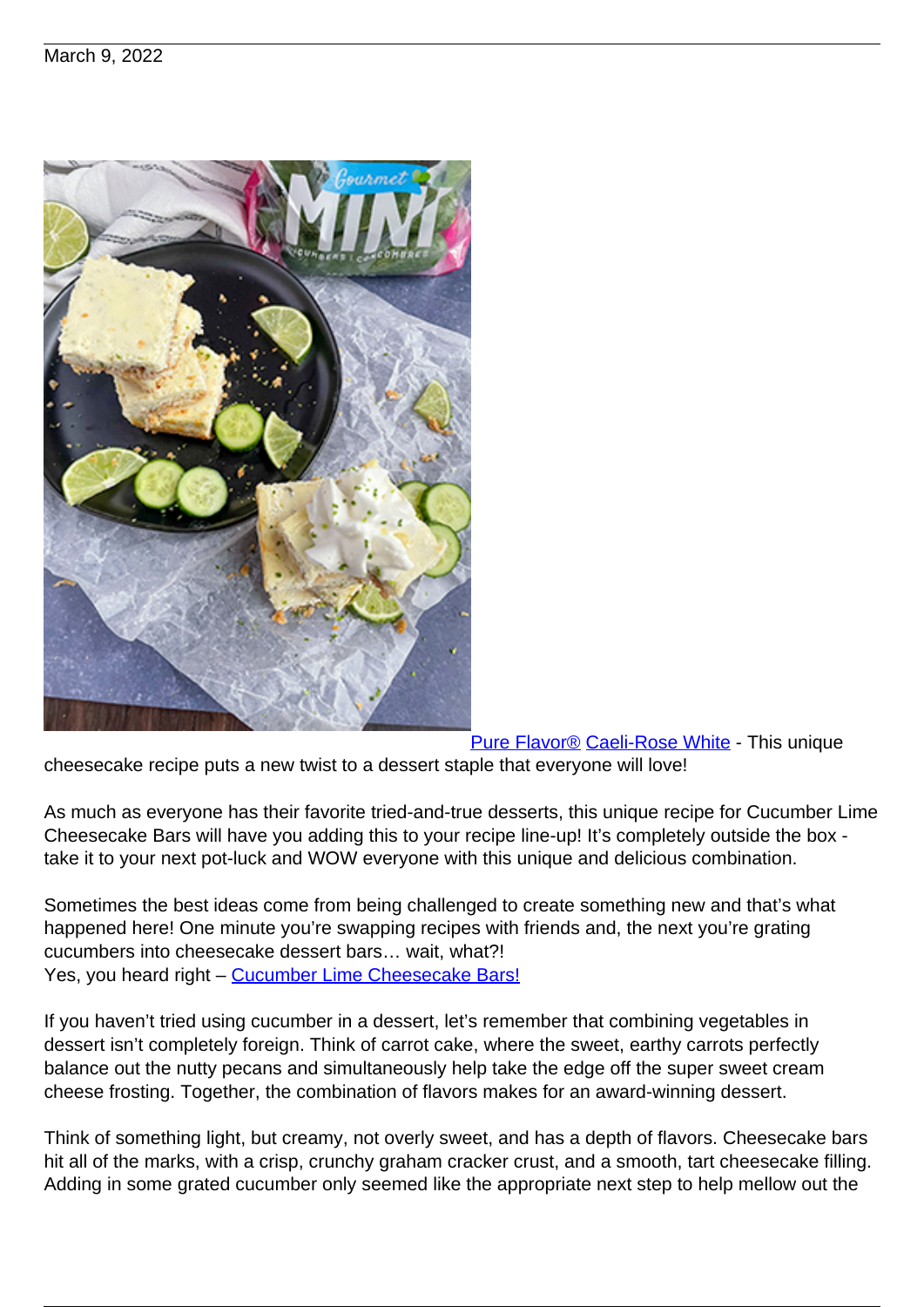March 9, 2022

Pure Flavor® Caeli-Rose White - This unique cheesecake recipe puts a new twist to a dessert staple that everyone will love!

As much as everyone has their favorite tried-and-true desserts, this unique recipe for Cucumber Lime Cheesecake Bars will have you adding this to your recipe line-up! It's completely outside the box - take it to your next pot-luck and WOW everyone with this unique and delicious combination.

Sometimes the best ideas come from being challenged to create something new and that's what happened here! One minute you're swapping recipes with friends and, the next you're grating cucumbers into cheesecake dessert bars… wait, what?!
Yes, you heard right – Cucumber Lime Cheesecake Bars!

If you haven't tried using cucumber in a dessert, let's remember that combining vegetables in dessert isn't completely foreign. Think of carrot cake, where the sweet, earthy carrots perfectly balance out the nutty pecans and simultaneously help take the edge off the super sweet cream cheese frosting. Together, the combination of flavors makes for an award-winning dessert.

Think of something light, but creamy, not overly sweet, and has a depth of flavors. Cheesecake bars hit all of the marks, with a crisp, crunchy graham cracker crust, and a smooth, tart cheesecake filling. Adding in some grated cucumber only seemed like the appropriate next step to help mellow out the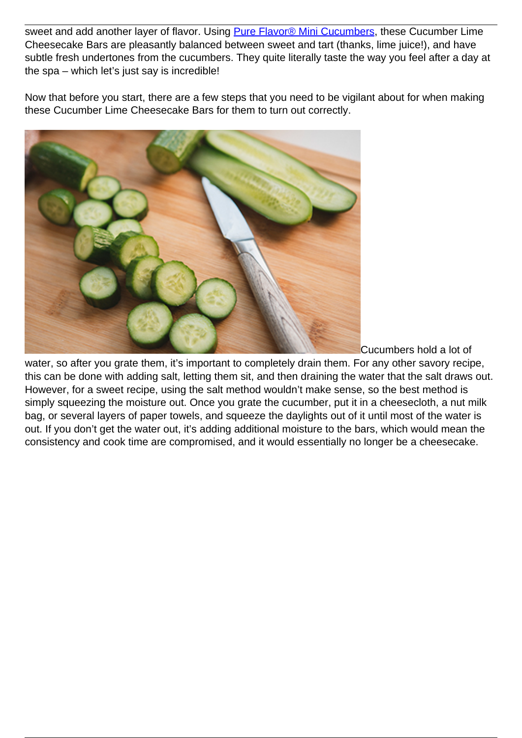sweet and add another layer of flavor. Using [Pure Flavor® Mini Cucumbers](), these Cucumber Lime Cheesecake Bars are pleasantly balanced between sweet and tart (thanks, lime juice!), and have subtle fresh undertones from the cucumbers. They quite literally taste the way you feel after a day at the spa – which let's just say is incredible!

Now that before you start, there are a few steps that you need to be vigilant about for when making these Cucumber Lime Cheesecake Bars for them to turn out correctly.

Cucumbers hold a lot of water, so after you grate them, it's important to completely drain them. For any other savory recipe, this can be done with adding salt, letting them sit, and then draining the water that the salt draws out. However, for a sweet recipe, using the salt method wouldn't make sense, so the best method is simply squeezing the moisture out. Once you grate the cucumber, put it in a cheesecloth, a nut milk bag, or several layers of paper towels, and squeeze the daylights out of it until most of the water is out. If you don't get the water out, it's adding additional moisture to the bars, which would mean the consistency and cook time are compromised, and it would essentially no longer be a cheesecake.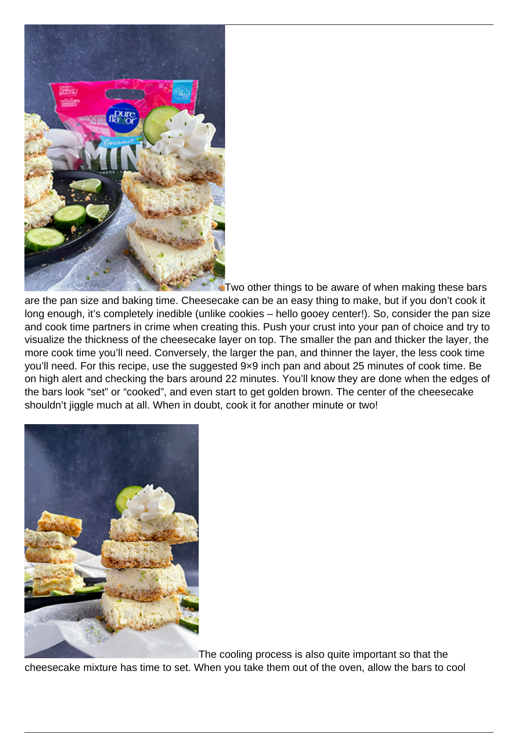Two other things to be aware of when making these bars are the pan size and baking time. Cheesecake can be an easy thing to make, but if you don't cook it long enough, it's completely inedible (unlike cookies – hello gooey center!). So, consider the pan size and cook time partners in crime when creating this. Push your crust into your pan of choice and try to visualize the thickness of the cheesecake layer on top. The smaller the pan and thicker the layer, the more cook time you'll need. Conversely, the larger the pan, and thinner the layer, the less cook time you'll need. For this recipe, use the suggested 9×9 inch pan and about 25 minutes of cook time. Be on high alert and checking the bars around 22 minutes. You'll know they are done when the edges of the bars look "set" or "cooked", and even start to get golden brown. The center of the cheesecake shouldn't jiggle much at all. When in doubt, cook it for another minute or two!

The cooling process is also quite important so that the cheesecake mixture has time to set. When you take them out of the oven, allow the bars to cool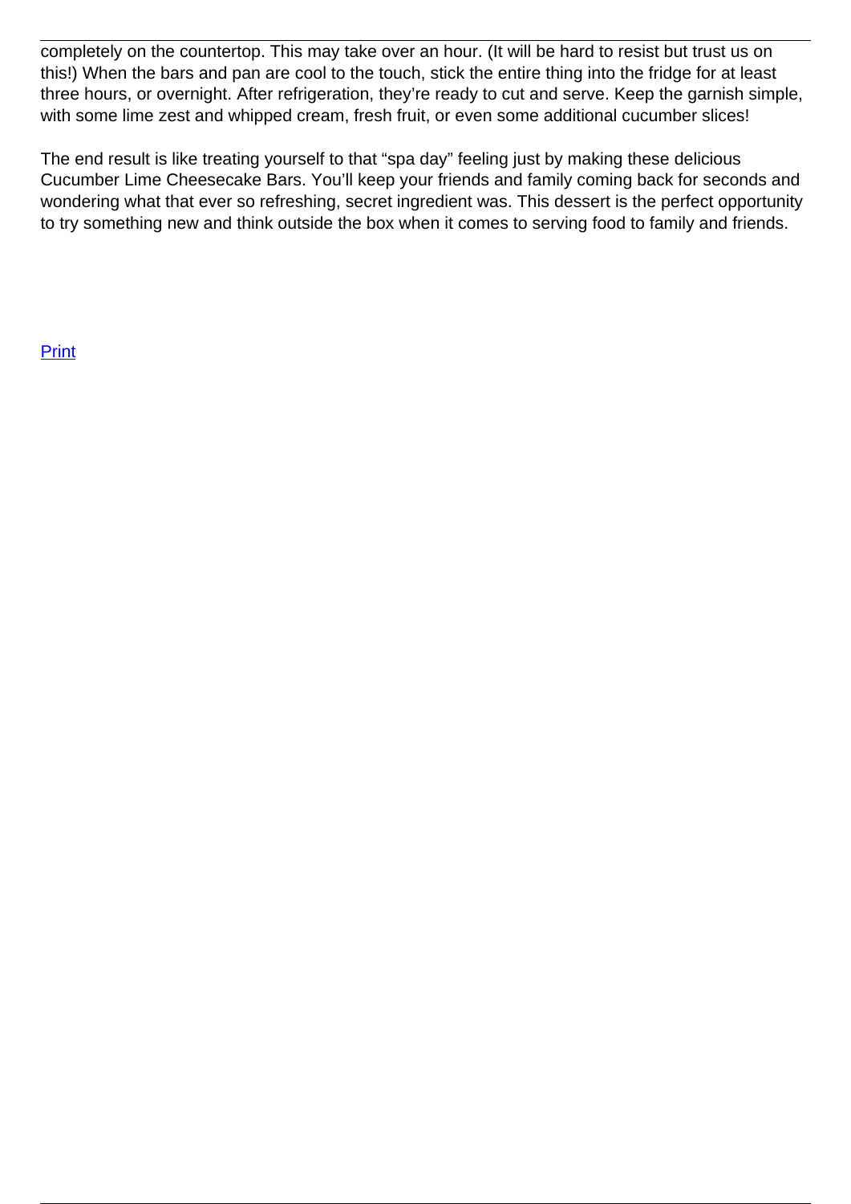completely on the countertop. This may take over an hour. (It will be hard to resist but trust us on this!) When the bars and pan are cool to the touch, stick the entire thing into the fridge for at least three hours, or overnight. After refrigeration, they're ready to cut and serve. Keep the garnish simple, with some lime zest and whipped cream, fresh fruit, or even some additional cucumber slices!

The end result is like treating yourself to that "spa day" feeling just by making these delicious Cucumber Lime Cheesecake Bars. You'll keep your friends and family coming back for seconds and wondering what that ever so refreshing, secret ingredient was. This dessert is the perfect opportunity to try something new and think outside the box when it comes to serving food to family and friends.

Print